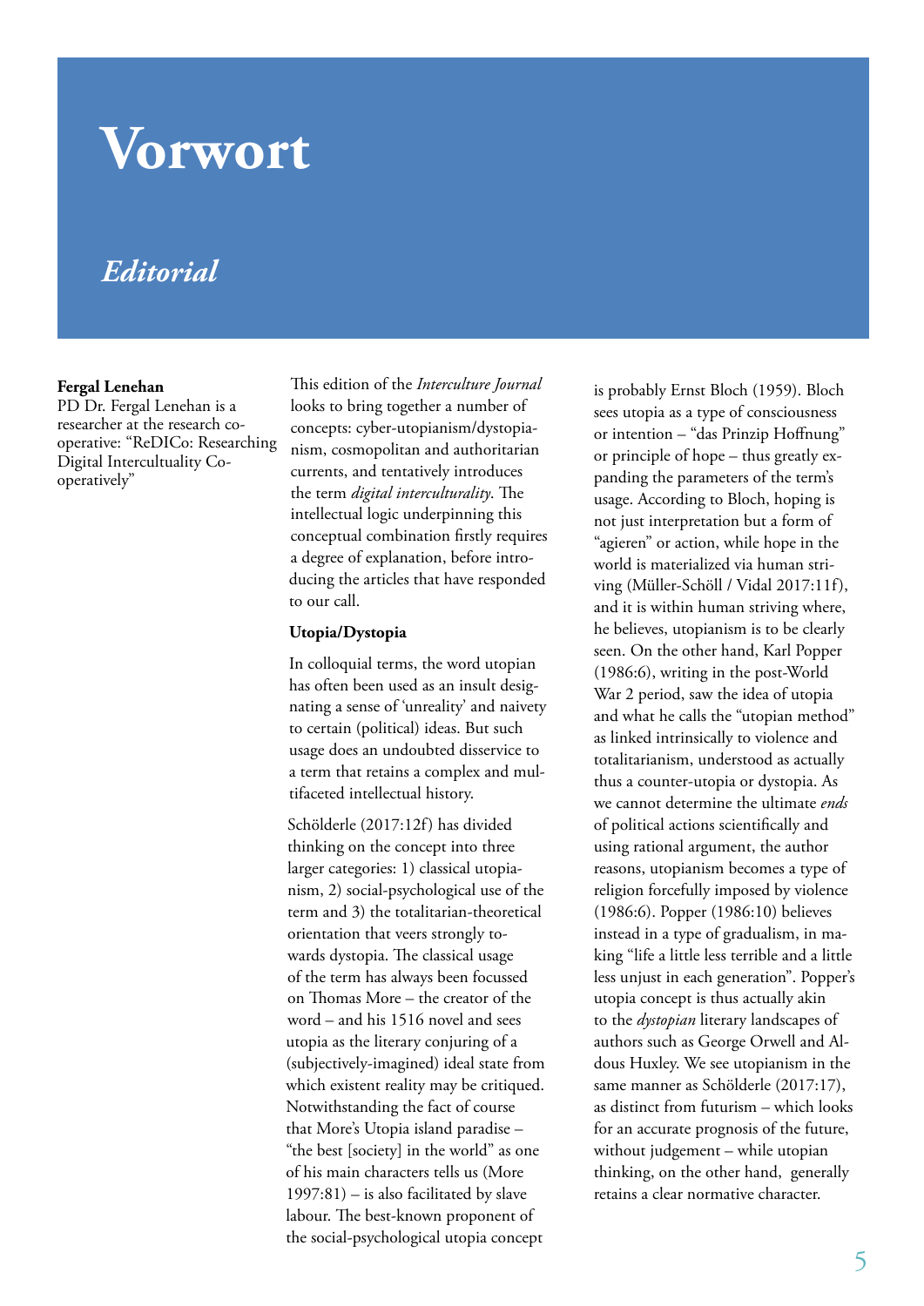# Vorwort

## *Editorial*

**Fergal Lenehan**
PD Dr. Fergal Lenehan is a researcher at the research co-operative: "ReDICo: Researching Digital Interculutality Co-operatively"

This edition of the *Interculture Journal* looks to bring together a number of concepts: cyber-utopianism/dystopianism, cosmopolitan and authoritarian currents, and tentatively introduces the term *digital interculturality*. The intellectual logic underpinning this conceptual combination firstly requires a degree of explanation, before introducing the articles that have responded to our call.

### Utopia/Dystopia

In colloquial terms, the word utopian has often been used as an insult designating a sense of 'unreality' and naivety to certain (political) ideas. But such usage does an undoubted disservice to a term that retains a complex and multifaceted intellectual history.

Schölderle (2017:12f) has divided thinking on the concept into three larger categories: 1) classical utopianism, 2) social-psychological use of the term and 3) the totalitarian-theoretical orientation that veers strongly towards dystopia. The classical usage of the term has always been focussed on Thomas More – the creator of the word – and his 1516 novel and sees utopia as the literary conjuring of a (subjectively-imagined) ideal state from which existent reality may be critiqued. Notwithstanding the fact of course that More's Utopia island paradise – "the best [society] in the world" as one of his main characters tells us (More 1997:81) – is also facilitated by slave labour. The best-known proponent of the social-psychological utopia concept is probably Ernst Bloch (1959). Bloch sees utopia as a type of consciousness or intention – "das Prinzip Hoffnung" or principle of hope – thus greatly expanding the parameters of the term's usage. According to Bloch, hoping is not just interpretation but a form of "agieren" or action, while hope in the world is materialized via human striving (Müller-Schöll / Vidal 2017:11f), and it is within human striving where, he believes, utopianism is to be clearly seen. On the other hand, Karl Popper (1986:6), writing in the post-World War 2 period, saw the idea of utopia and what he calls the "utopian method" as linked intrinsically to violence and totalitarianism, understood as actually thus a counter-utopia or dystopia. As we cannot determine the ultimate *ends* of political actions scientifically and using rational argument, the author reasons, utopianism becomes a type of religion forcefully imposed by violence (1986:6). Popper (1986:10) believes instead in a type of gradualism, in making "life a little less terrible and a little less unjust in each generation". Popper's utopia concept is thus actually akin to the *dystopian* literary landscapes of authors such as George Orwell and Aldous Huxley. We see utopianism in the same manner as Schölderle (2017:17), as distinct from futurism – which looks for an accurate prognosis of the future, without judgement – while utopian thinking, on the other hand, generally retains a clear normative character.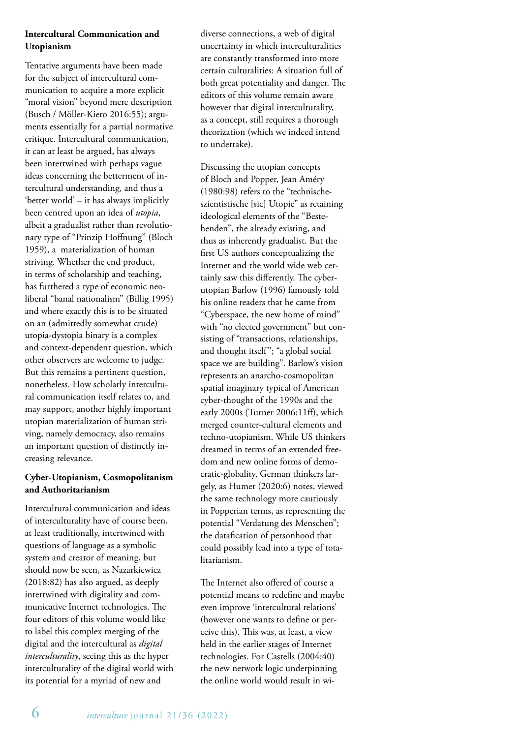**Intercultural Communication and Utopianism**

Tentative arguments have been made for the subject of intercultural communication to acquire a more explicit "moral vision" beyond mere description (Busch / Möller-Kiero 2016:55); arguments essentially for a partial normative critique. Intercultural communication, it can at least be argued, has always been intertwined with perhaps vague ideas concerning the betterment of intercultural understanding, and thus a 'better world' – it has always implicitly been centred upon an idea of *utopia*, albeit a gradualist rather than revolutionary type of "Prinzip Hoffnung" (Bloch 1959), a materialization of human striving. Whether the end product, in terms of scholarship and teaching, has furthered a type of economic neoliberal "banal nationalism" (Billig 1995) and where exactly this is to be situated on an (admittedly somewhat crude) utopia-dystopia binary is a complex and context-dependent question, which other observers are welcome to judge. But this remains a pertinent question, nonetheless. How scholarly intercultural communication itself relates to, and may support, another highly important utopian materialization of human striving, namely democracy, also remains an important question of distinctly increasing relevance.

**Cyber-Utopianism, Cosmopolitanism and Authoritarianism**

Intercultural communication and ideas of interculturality have of course been, at least traditionally, intertwined with questions of language as a symbolic system and creator of meaning, but should now be seen, as Nazarkiewicz (2018:82) has also argued, as deeply intertwined with digitality and communicative Internet technologies. The four editors of this volume would like to label this complex merging of the digital and the intercultural as *digital interculturality*, seeing this as the hyper interculturality of the digital world with its potential for a myriad of new and diverse connections, a web of digital uncertainty in which interculturalities are constantly transformed into more certain culturalities: A situation full of both great potentiality and danger. The editors of this volume remain aware however that digital interculturality, as a concept, still requires a thorough theorization (which we indeed intend to undertake).

Discussing the utopian concepts of Bloch and Popper, Jean Améry (1980:98) refers to the "technische-szientistische [sic] Utopie" as retaining ideological elements of the "Bestehenden", the already existing, and thus as inherently gradualist. But the first US authors conceptualizing the Internet and the world wide web certainly saw this differently. The cyber-utopian Barlow (1996) famously told his online readers that he came from "Cyberspace, the new home of mind" with "no elected government" but consisting of "transactions, relationships, and thought itself"; "a global social space we are building". Barlow's vision represents an anarcho-cosmopolitan spatial imaginary typical of American cyber-thought of the 1990s and the early 2000s (Turner 2006:11ff), which merged counter-cultural elements and techno-utopianism. While US thinkers dreamed in terms of an extended freedom and new online forms of democratic-globality, German thinkers largely, as Humer (2020:6) notes, viewed the same technology more cautiously in Popperian terms, as representing the potential "Verdatung des Menschen"; the datafication of personhood that could possibly lead into a type of totalitarianism.

The Internet also offered of course a potential means to redefine and maybe even improve 'intercultural relations' (however one wants to define or perceive this). This was, at least, a view held in the earlier stages of Internet technologies. For Castells (2004:40) the new network logic underpinning the online world would result in wi-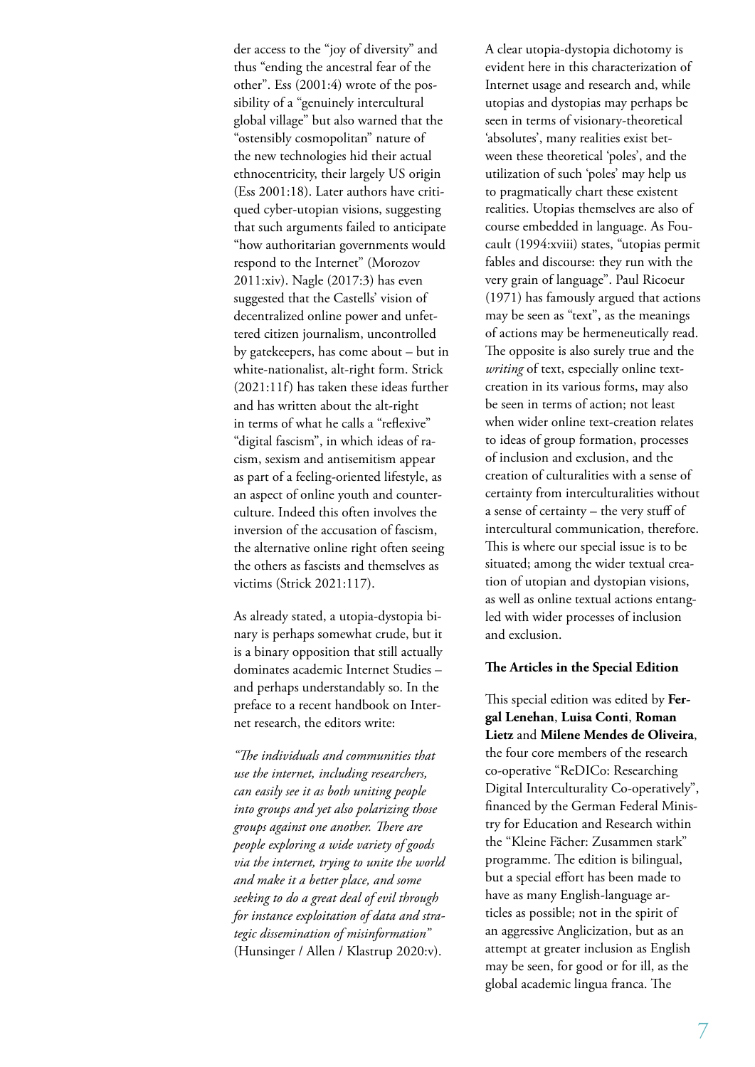der access to the "joy of diversity" and thus "ending the ancestral fear of the other". Ess (2001:4) wrote of the possibility of a "genuinely intercultural global village" but also warned that the "ostensibly cosmopolitan" nature of the new technologies hid their actual ethnocentricity, their largely US origin (Ess 2001:18). Later authors have critiqued cyber-utopian visions, suggesting that such arguments failed to anticipate "how authoritarian governments would respond to the Internet" (Morozov 2011:xiv). Nagle (2017:3) has even suggested that the Castells' vision of decentralized online power and unfettered citizen journalism, uncontrolled by gatekeepers, has come about – but in white-nationalist, alt-right form. Strick (2021:11f) has taken these ideas further and has written about the alt-right in terms of what he calls a "reflexive" "digital fascism", in which ideas of racism, sexism and antisemitism appear as part of a feeling-oriented lifestyle, as an aspect of online youth and counterculture. Indeed this often involves the inversion of the accusation of fascism, the alternative online right often seeing the others as fascists and themselves as victims (Strick 2021:117).

As already stated, a utopia-dystopia binary is perhaps somewhat crude, but it is a binary opposition that still actually dominates academic Internet Studies – and perhaps understandably so. In the preface to a recent handbook on Internet research, the editors write:

*"The individuals and communities that use the internet, including researchers, can easily see it as both uniting people into groups and yet also polarizing those groups against one another. There are people exploring a wide variety of goods via the internet, trying to unite the world and make it a better place, and some seeking to do a great deal of evil through for instance exploitation of data and strategic dissemination of misinformation"* (Hunsinger / Allen / Klastrup 2020:v).

A clear utopia-dystopia dichotomy is evident here in this characterization of Internet usage and research and, while utopias and dystopias may perhaps be seen in terms of visionary-theoretical 'absolutes', many realities exist between these theoretical 'poles', and the utilization of such 'poles' may help us to pragmatically chart these existent realities. Utopias themselves are also of course embedded in language. As Foucault (1994:xviii) states, "utopias permit fables and discourse: they run with the very grain of language". Paul Ricoeur (1971) has famously argued that actions may be seen as "text", as the meanings of actions may be hermeneutically read. The opposite is also surely true and the *writing* of text, especially online text-creation in its various forms, may also be seen in terms of action; not least when wider online text-creation relates to ideas of group formation, processes of inclusion and exclusion, and the creation of culturalities with a sense of certainty from interculturalities without a sense of certainty – the very stuff of intercultural communication, therefore. This is where our special issue is to be situated; among the wider textual creation of utopian and dystopian visions, as well as online textual actions entangled with wider processes of inclusion and exclusion.

**The Articles in the Special Edition**

This special edition was edited by **Fergal Lenehan**, **Luisa Conti**, **Roman Lietz** and **Milene Mendes de Oliveira**, the four core members of the research co-operative "ReDICo: Researching Digital Interculturality Co-operatively", financed by the German Federal Ministry for Education and Research within the "Kleine Fächer: Zusammen stark" programme. The edition is bilingual, but a special effort has been made to have as many English-language articles as possible; not in the spirit of an aggressive Anglicization, but as an attempt at greater inclusion as English may be seen, for good or for ill, as the global academic lingua franca. The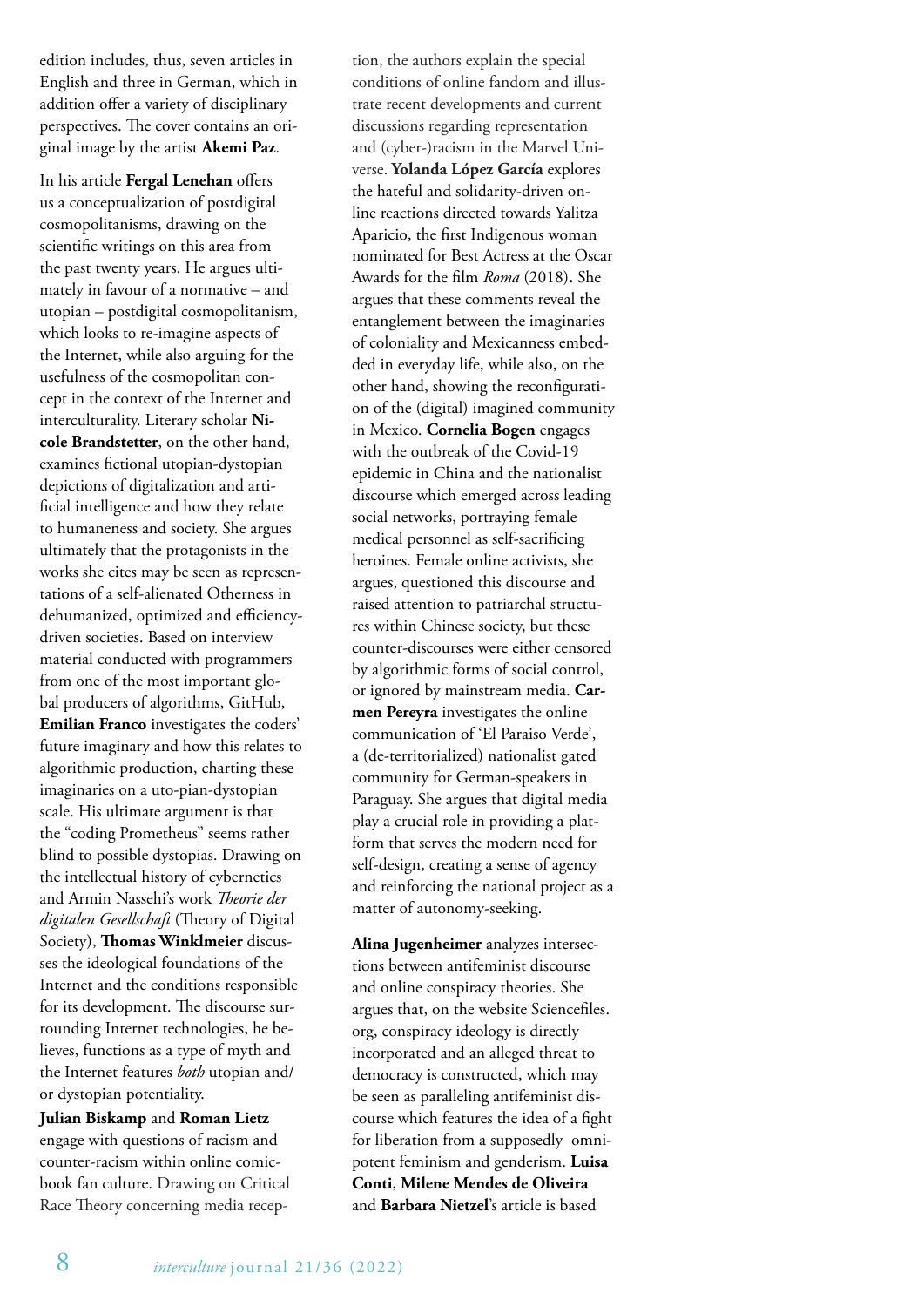edition includes, thus, seven articles in English and three in German, which in addition offer a variety of disciplinary perspectives. The cover contains an original image by the artist **Akemi Paz**.

In his article **Fergal Lenehan** offers us a conceptualization of postdigital cosmopolitanisms, drawing on the scientific writings on this area from the past twenty years. He argues ultimately in favour of a normative – and utopian – postdigital cosmopolitanism, which looks to re-imagine aspects of the Internet, while also arguing for the usefulness of the cosmopolitan concept in the context of the Internet and interculturality. Literary scholar **Nicole Brandstetter**, on the other hand, examines fictional utopian-dystopian depictions of digitalization and artificial intelligence and how they relate to humaneness and society. She argues ultimately that the protagonists in the works she cites may be seen as representations of a self-alienated Otherness in dehumanized, optimized and efficiency-driven societies. Based on interview material conducted with programmers from one of the most important global producers of algorithms, GitHub, **Emilian Franco** investigates the coders' future imaginary and how this relates to algorithmic production, charting these imaginaries on a uto-pian-dystopian scale. His ultimate argument is that the "coding Prometheus" seems rather blind to possible dystopias. Drawing on the intellectual history of cybernetics and Armin Nassehi's work *Theorie der digitalen Gesellschaft* (Theory of Digital Society), **Thomas Winklmeier** discusses the ideological foundations of the Internet and the conditions responsible for its development. The discourse surrounding Internet technologies, he believes, functions as a type of myth and the Internet features *both* utopian and/or dystopian potentiality.

**Julian Biskamp** and **Roman Lietz** engage with questions of racism and counter-racism within online comic-book fan culture. Drawing on Critical Race Theory concerning media reception, the authors explain the special conditions of online fandom and illustrate recent developments and current discussions regarding representation and (cyber-)racism in the Marvel Universe. **Yolanda López García** explores the hateful and solidarity-driven online reactions directed towards Yalitza Aparicio, the first Indigenous woman nominated for Best Actress at the Oscar Awards for the film *Roma* (2018)**.** She argues that these comments reveal the entanglement between the imaginaries of coloniality and Mexicanness embedded in everyday life, while also, on the other hand, showing the reconfiguration of the (digital) imagined community in Mexico. **Cornelia Bogen** engages with the outbreak of the Covid-19 epidemic in China and the nationalist discourse which emerged across leading social networks, portraying female medical personnel as self-sacrificing heroines. Female online activists, she argues, questioned this discourse and raised attention to patriarchal structures within Chinese society, but these counter-discourses were either censored by algorithmic forms of social control, or ignored by mainstream media. **Carmen Pereyra** investigates the online communication of 'El Paraiso Verde', a (de-territorialized) nationalist gated community for German-speakers in Paraguay. She argues that digital media play a crucial role in providing a platform that serves the modern need for self-design, creating a sense of agency and reinforcing the national project as a matter of autonomy-seeking.

**Alina Jugenheimer** analyzes intersections between antifeminist discourse and online conspiracy theories. She argues that, on the website Sciencefiles.org, conspiracy ideology is directly incorporated and an alleged threat to democracy is constructed, which may be seen as paralleling antifeminist discourse which features the idea of a fight for liberation from a supposedly omnipotent feminism and genderism. **Luisa Conti**, **Milene Mendes de Oliveira** and **Barbara Nietzel**'s article is based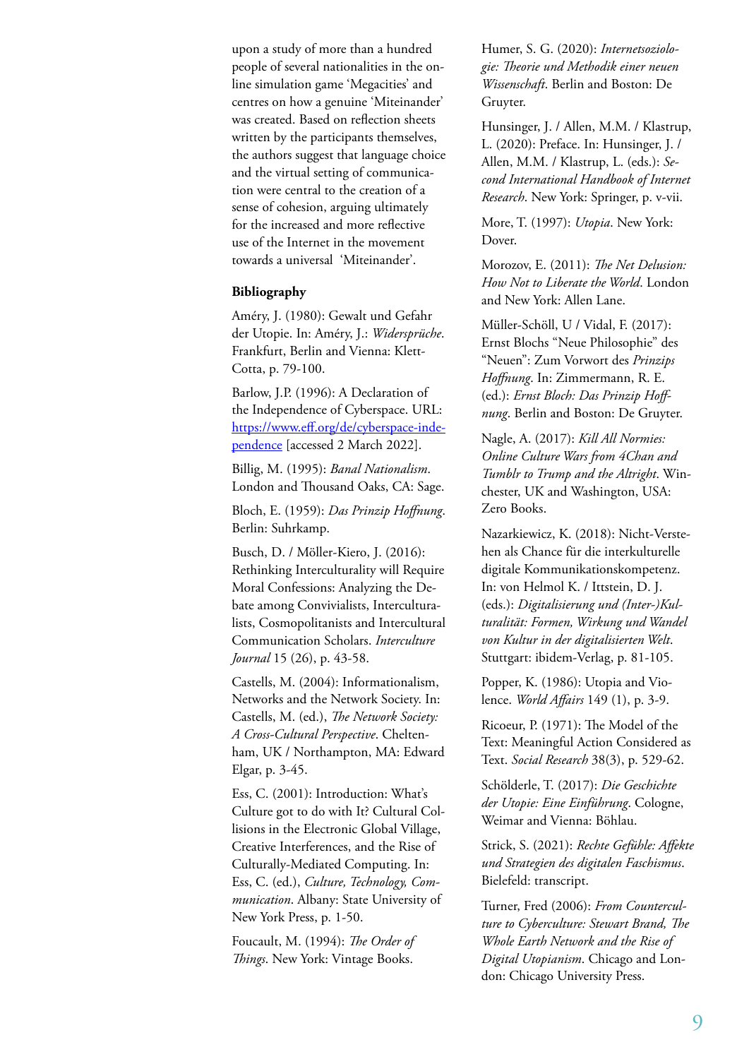upon a study of more than a hundred people of several nationalities in the online simulation game 'Megacities' and centres on how a genuine 'Miteinander' was created. Based on reflection sheets written by the participants themselves, the authors suggest that language choice and the virtual setting of communication were central to the creation of a sense of cohesion, arguing ultimately for the increased and more reflective use of the Internet in the movement towards a universal 'Miteinander'.

**Bibliography**

Améry, J. (1980): Gewalt und Gefahr der Utopie. In: Améry, J.: *Widersprüche*. Frankfurt, Berlin and Vienna: Klett-Cotta, p. 79-100.

Barlow, J.P. (1996): A Declaration of the Independence of Cyberspace. URL: [https://www.eff.org/de/cyberspace-independence](https://www.eff.org/de/cyberspace-independence) [accessed 2 March 2022].

Billig, M. (1995): *Banal Nationalism*. London and Thousand Oaks, CA: Sage.

Bloch, E. (1959): *Das Prinzip Hoffnung*. Berlin: Suhrkamp.

Busch, D. / Möller-Kiero, J. (2016): Rethinking Interculturality will Require Moral Confessions: Analyzing the Debate among Convivialists, Interculturalists, Cosmopolitanists and Intercultural Communication Scholars. *Interculture Journal* 15 (26), p. 43-58.

Castells, M. (2004): Informationalism, Networks and the Network Society. In: Castells, M. (ed.), *The Network Society: A Cross-Cultural Perspective*. Cheltenham, UK / Northampton, MA: Edward Elgar, p. 3-45.

Ess, C. (2001): Introduction: What's Culture got to do with It? Cultural Collisions in the Electronic Global Village, Creative Interferences, and the Rise of Culturally-Mediated Computing. In: Ess, C. (ed.), *Culture, Technology, Communication*. Albany: State University of New York Press, p. 1-50.

Foucault, M. (1994): *The Order of Things*. New York: Vintage Books.

Humer, S. G. (2020): *Internetsoziologie: Theorie und Methodik einer neuen Wissenschaft*. Berlin and Boston: De Gruyter.

Hunsinger, J. / Allen, M.M. / Klastrup, L. (2020): Preface. In: Hunsinger, J. / Allen, M.M. / Klastrup, L. (eds.): *Second International Handbook of Internet Research*. New York: Springer, p. v-vii.

More, T. (1997): *Utopia*. New York: Dover.

Morozov, E. (2011): *The Net Delusion: How Not to Liberate the World*. London and New York: Allen Lane.

Müller-Schöll, U / Vidal, F. (2017): Ernst Blochs "Neue Philosophie" des "Neuen": Zum Vorwort des *Prinzips Hoffnung*. In: Zimmermann, R. E. (ed.): *Ernst Bloch: Das Prinzip Hoffnung*. Berlin and Boston: De Gruyter.

Nagle, A. (2017): *Kill All Normies: Online Culture Wars from 4Chan and Tumblr to Trump and the Altright*. Winchester, UK and Washington, USA: Zero Books.

Nazarkiewicz, K. (2018): Nicht-Verstehen als Chance für die interkulturelle digitale Kommunikationskompetenz. In: von Helmol K. / Ittstein, D. J. (eds.): *Digitalisierung und (Inter-)Kulturalität: Formen, Wirkung und Wandel von Kultur in der digitalisierten Welt*. Stuttgart: ibidem-Verlag, p. 81-105.

Popper, K. (1986): Utopia and Violence. *World Affairs* 149 (1), p. 3-9.

Ricoeur, P. (1971): The Model of the Text: Meaningful Action Considered as Text. *Social Research* 38(3), p. 529-62.

Schölderle, T. (2017): *Die Geschichte der Utopie: Eine Einführung*. Cologne, Weimar and Vienna: Böhlau.

Strick, S. (2021): *Rechte Gefühle: Affekte und Strategien des digitalen Faschismus*. Bielefeld: transcript.

Turner, Fred (2006): *From Counterculture to Cyberculture: Stewart Brand, The Whole Earth Network and the Rise of Digital Utopianism*. Chicago and London: Chicago University Press.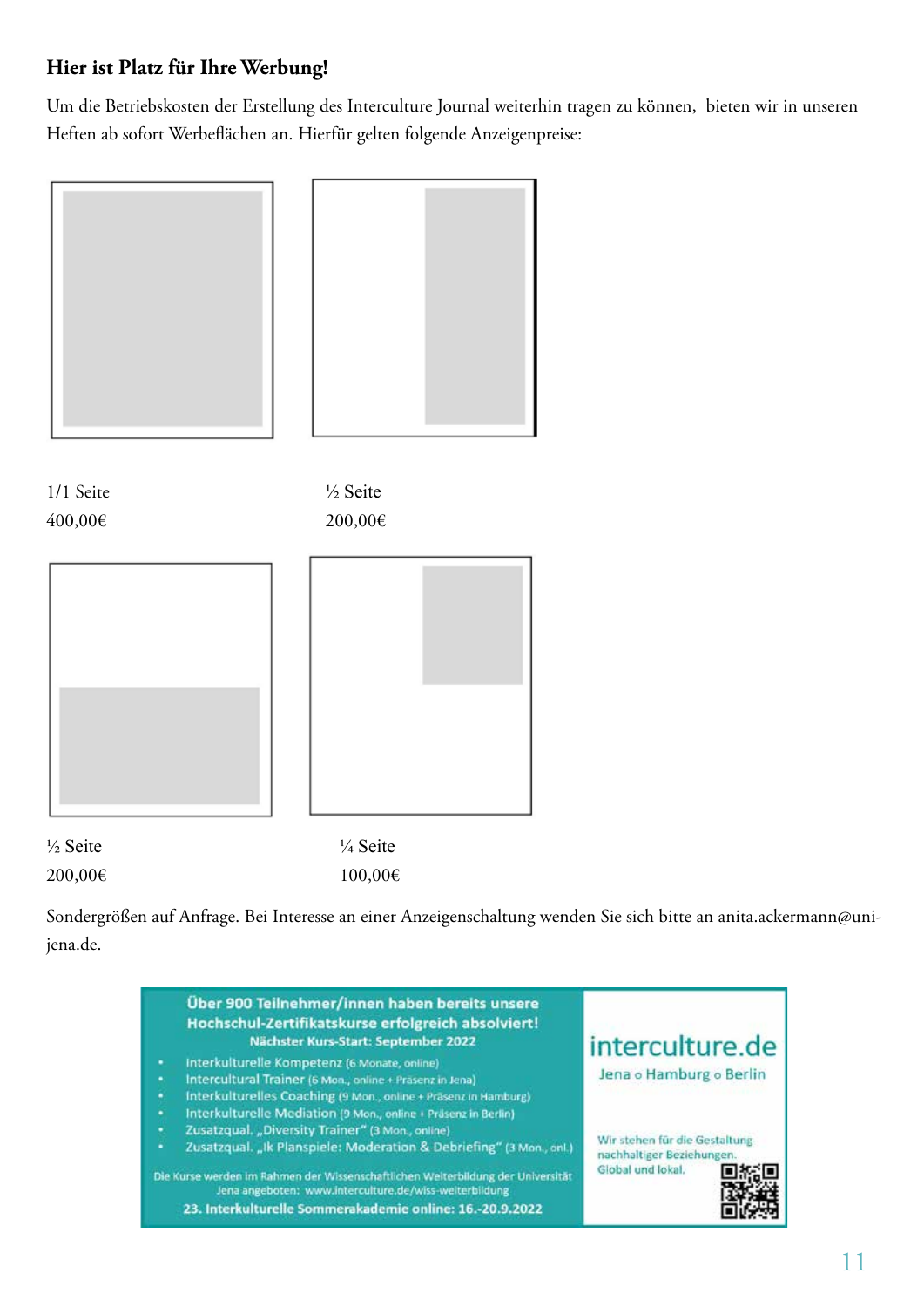**Hier ist Platz für Ihre Werbung!**

Um die Betriebskosten der Erstellung des Interculture Journal weiterhin tragen zu können, bieten wir in unseren Heften ab sofort Werbeflächen an. Hierfür gelten folgende Anzeigenpreise:

1/1 Seite
400,00€

½ Seite
200,00€

½ Seite
200,00€

¼ Seite
100,00€

Sondergrößen auf Anfrage. Bei Interesse an einer Anzeigenschaltung wenden Sie sich bitte an anita.ackermann@uni-jena.de.

**Über 900 Teilnehmer/innen haben bereits unsere Hochschul-Zertifikatskurse erfolgreich absolviert!**
**Nächster Kurs-Start: September 2022**

- Interkulturelle Kompetenz (6 Monate, online)
- Intercultural Trainer (6 Mon., online + Präsenz in Jena)
- Interkulturelles Coaching (9 Mon., online + Präsenz in Hamburg)
- Interkulturelle Mediation (9 Mon., online + Präsenz in Berlin)
- Zusatzqual. „Diversity Trainer" (3 Mon., online)
- Zusatzqual. „Ik Planspiele: Moderation & Debriefing" (3 Mon., onl.)

Die Kurse werden im Rahmen der Wissenschaftlichen Weiterbildung der Universität Jena angeboten: www.interculture.de/wiss-weiterbildung

**23. Interkulturelle Sommerakademie online: 16.-20.9.2022**

interculture.de
Jena ○ Hamburg ○ Berlin

Wir stehen für die Gestaltung nachhaltiger Beziehungen. Global und lokal.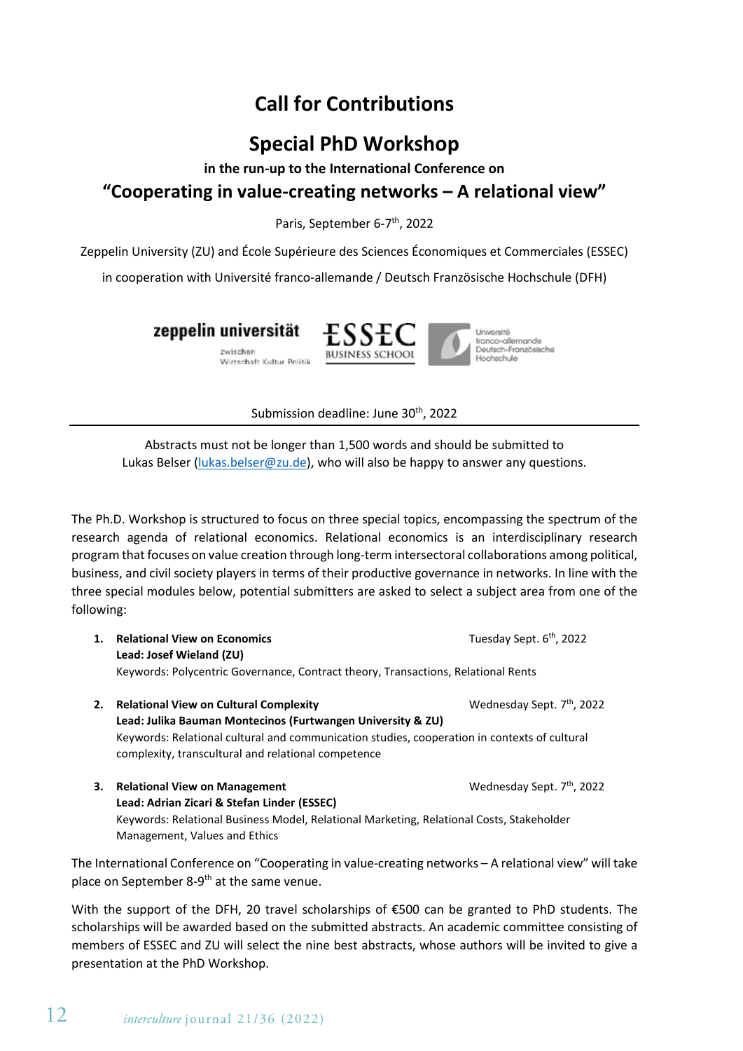# Call for Contributions

## Special PhD Workshop

### in the run-up to the International Conference on

## "Cooperating in value-creating networks – A relational view"

Paris, September 6-7th, 2022

Zeppelin University (ZU) and École Supérieure des Sciences Économiques et Commerciales (ESSEC)

in cooperation with Université franco-allemande / Deutsch Französische Hochschule (DFH)

zeppelin universität
zwischen
Wirtschaft Kultur Politik

ESSEC
BUSINESS SCHOOL

Université
franco-allemande
Deutsch-Französische
Hochschule

Submission deadline: June 30th, 2022

---

Abstracts must not be longer than 1,500 words and should be submitted to
Lukas Belser (lukas.belser@zu.de), who will also be happy to answer any questions.

The Ph.D. Workshop is structured to focus on three special topics, encompassing the spectrum of the research agenda of relational economics. Relational economics is an interdisciplinary research program that focuses on value creation through long-term intersectoral collaborations among political, business, and civil society players in terms of their productive governance in networks. In line with the three special modules below, potential submitters are asked to select a subject area from one of the following:

1. **Relational View on Economics** — Tuesday Sept. 6th, 2022
   **Lead: Josef Wieland (ZU)**
   Keywords: Polycentric Governance, Contract theory, Transactions, Relational Rents

2. **Relational View on Cultural Complexity** — Wednesday Sept. 7th, 2022
   **Lead: Julika Bauman Montecinos (Furtwangen University & ZU)**
   Keywords: Relational cultural and communication studies, cooperation in contexts of cultural complexity, transcultural and relational competence

3. **Relational View on Management** — Wednesday Sept. 7th, 2022
   **Lead: Adrian Zicari & Stefan Linder (ESSEC)**
   Keywords: Relational Business Model, Relational Marketing, Relational Costs, Stakeholder Management, Values and Ethics

The International Conference on "Cooperating in value-creating networks – A relational view" will take place on September 8-9th at the same venue.

With the support of the DFH, 20 travel scholarships of €500 can be granted to PhD students. The scholarships will be awarded based on the submitted abstracts. An academic committee consisting of members of ESSEC and ZU will select the nine best abstracts, whose authors will be invited to give a presentation at the PhD Workshop.